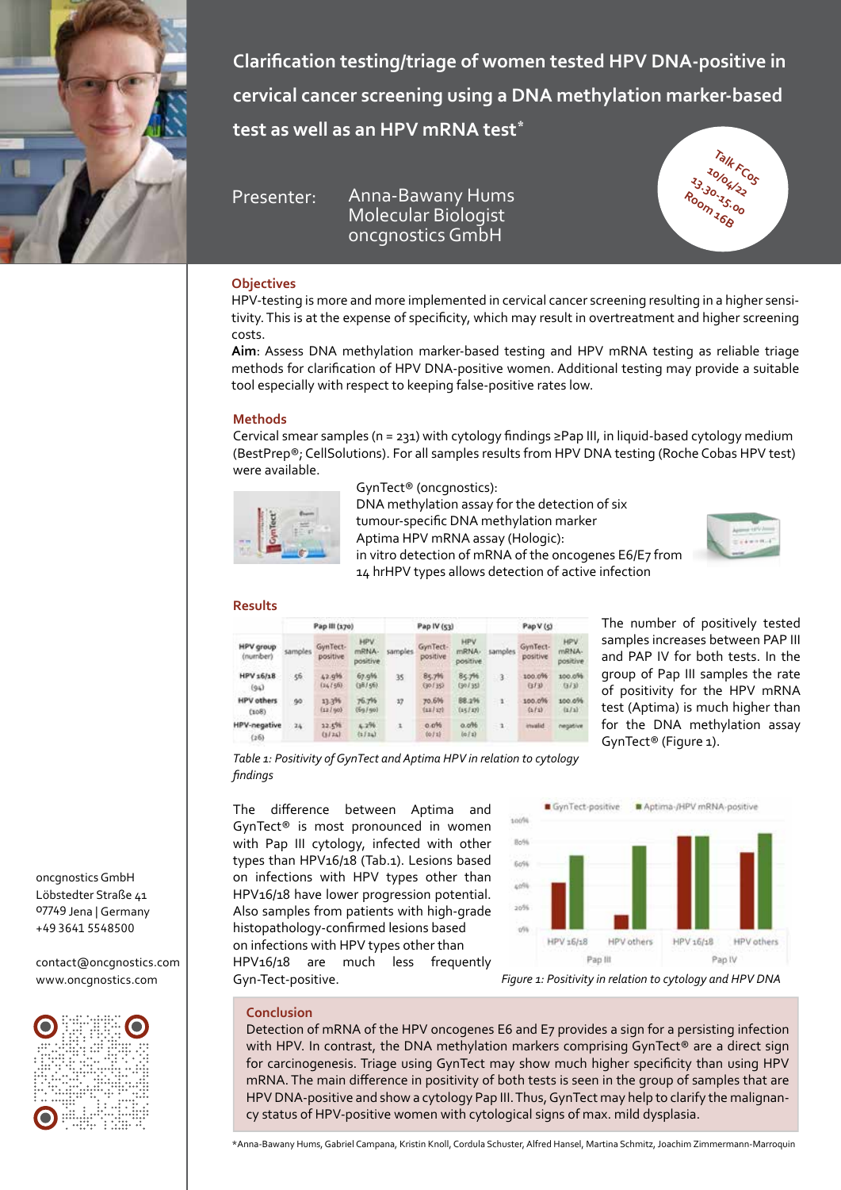# Clarification testing/triage of women tested HPV DNA-positive in cervical cancer screening using a DNA methylation marker-based test as well as an HPV mRNA test*

Presenter: Anna-Bawany Hums
Molecular Biologist
oncgnostics GmbH

Talk FC05
10/04/22
13.30-15.00
Room 16B

## Objectives

HPV-testing is more and more implemented in cervical cancer screening resulting in a higher sensitivity. This is at the expense of specificity, which may result in overtreatment and higher screening costs.

**Aim**: Assess DNA methylation marker-based testing and HPV mRNA testing as reliable triage methods for clarification of HPV DNA-positive women. Additional testing may provide a suitable tool especially with respect to keeping false-positive rates low.

## Methods

Cervical smear samples (n = 231) with cytology findings ≥Pap III, in liquid-based cytology medium (BestPrep®; CellSolutions). For all samples results from HPV DNA testing (Roche Cobas HPV test) were available.

GynTect® (oncgnostics):
DNA methylation assay for the detection of six tumour-specific DNA methylation marker

Aptima HPV mRNA assay (Hologic):
in vitro detection of mRNA of the oncogenes E6/E7 from 14 hrHPV types allows detection of active infection

## Results

| HPV group (number) | Pap III (170) | | | Pap IV (53) | | | Pap V (5) | | |
|---|---|---|---|---|---|---|---|---|---|
| | samples | GynTect-positive | HPV mRNA-positive | samples | GynTect-positive | HPV mRNA-positive | samples | GynTect-positive | HPV mRNA-positive |
| HPV 16/18 (94) | 56 | 42.9% (24/56) | 67.9% (38/56) | 35 | 85.7% (30/35) | 85.7% (30/35) | 3 | 100.0% (3/3) | 100.0% (3/3) |
| HPV others (108) | 90 | 13.3% (12/90) | 76.7% (69/90) | 17 | 70.6% (12/17) | 88.2% (15/17) | 1 | 100.0% (1/1) | 100.0% (1/1) |
| HPV-negative (26) | 24 | 12.5% (3/24) | 4.2% (1/24) | 1 | 0.0% (0/1) | 0.0% (0/1) | 1 | invalid | negative |

*Table 1: Positivity of GynTect and Aptima HPV in relation to cytology findings*

The number of positively tested samples increases between PAP III and PAP IV for both tests. In the group of Pap III samples the rate of positivity for the HPV mRNA test (Aptima) is much higher than for the DNA methylation assay GynTect® (Figure 1).

The difference between Aptima and GynTect® is most pronounced in women with Pap III cytology, infected with other types than HPV16/18 (Tab.1). Lesions based on infections with HPV types other than HPV16/18 have lower progression potential. Also samples from patients with high-grade histopathology-confirmed lesions based on infections with HPV types other than HPV16/18 are much less frequently Gyn-Tect-positive.

*Figure 1: Positivity in relation to cytology and HPV DNA*

## Conclusion

Detection of mRNA of the HPV oncogenes E6 and E7 provides a sign for a persisting infection with HPV. In contrast, the DNA methylation markers comprising GynTect® are a direct sign for carcinogenesis. Triage using GynTect may show much higher specificity than using HPV mRNA. The main difference in positivity of both tests is seen in the group of samples that are HPV DNA-positive and show a cytology Pap III. Thus, GynTect may help to clarify the malignancy status of HPV-positive women with cytological signs of max. mild dysplasia.

oncgnostics GmbH
Löbstedter Straße 41
07749 Jena | Germany
+49 3641 5548500

contact@oncgnostics.com
www.oncgnostics.com

*Anna-Bawany Hums, Gabriel Campana, Kristin Knoll, Cordula Schuster, Alfred Hansel, Martina Schmitz, Joachim Zimmermann-Marroquin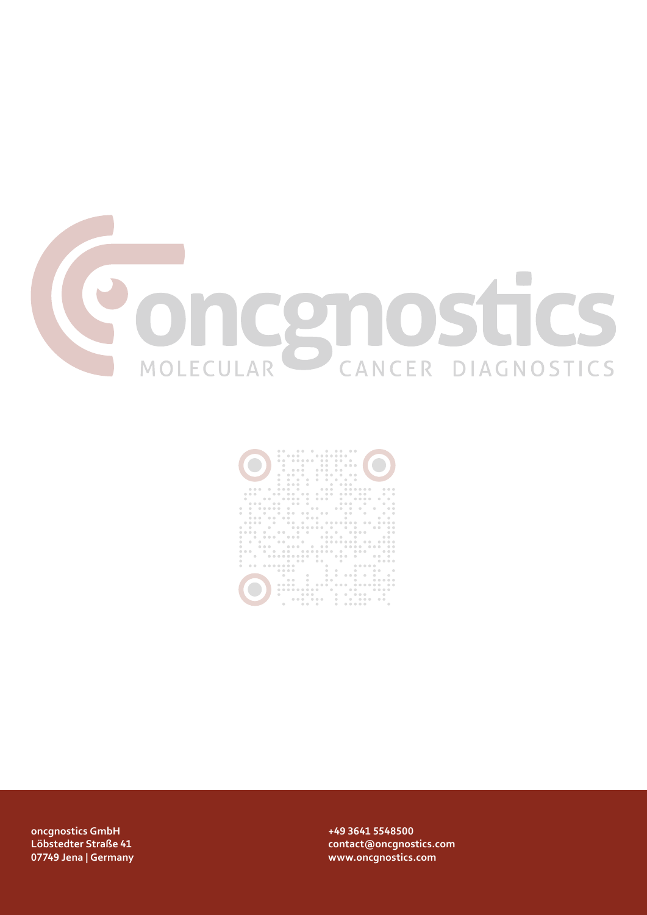oncgnostics

MOLECULAR CANCER DIAGNOSTICS

**oncgnostics GmbH**
**Löbstedter Straße 41**
**07749 Jena | Germany**

**+49 3641 5548500**
**contact@oncgnostics.com**
**www.oncgnostics.com**